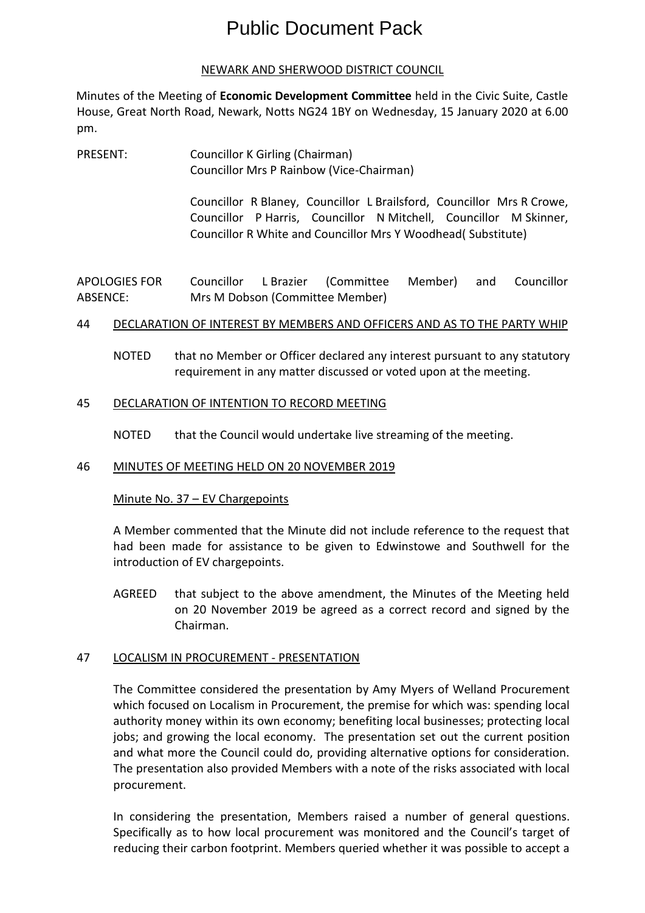# Public Document Pack

NEWARK AND SHERWOOD DISTRICT COUNCIL

Minutes of the Meeting of **Economic Development Committee** held in the Civic Suite, Castle House, Great North Road, Newark, Notts NG24 1BY on Wednesday, 15 January 2020 at 6.00 pm.

PRESENT: Councillor K Girling (Chairman)
Councillor Mrs P Rainbow (Vice-Chairman)

Councillor R Blaney, Councillor L Brailsford, Councillor Mrs R Crowe, Councillor P Harris, Councillor N Mitchell, Councillor M Skinner, Councillor R White and Councillor Mrs Y Woodhead( Substitute)

APOLOGIES FOR ABSENCE: Councillor L Brazier (Committee Member) and Councillor Mrs M Dobson (Committee Member)

## 44 DECLARATION OF INTEREST BY MEMBERS AND OFFICERS AND AS TO THE PARTY WHIP

NOTED that no Member or Officer declared any interest pursuant to any statutory requirement in any matter discussed or voted upon at the meeting.

## 45 DECLARATION OF INTENTION TO RECORD MEETING

NOTED that the Council would undertake live streaming of the meeting.

## 46 MINUTES OF MEETING HELD ON 20 NOVEMBER 2019

Minute No. 37 – EV Chargepoints

A Member commented that the Minute did not include reference to the request that had been made for assistance to be given to Edwinstowe and Southwell for the introduction of EV chargepoints.

AGREED that subject to the above amendment, the Minutes of the Meeting held on 20 November 2019 be agreed as a correct record and signed by the Chairman.

## 47 LOCALISM IN PROCUREMENT - PRESENTATION

The Committee considered the presentation by Amy Myers of Welland Procurement which focused on Localism in Procurement, the premise for which was: spending local authority money within its own economy; benefiting local businesses; protecting local jobs; and growing the local economy. The presentation set out the current position and what more the Council could do, providing alternative options for consideration. The presentation also provided Members with a note of the risks associated with local procurement.

In considering the presentation, Members raised a number of general questions. Specifically as to how local procurement was monitored and the Council's target of reducing their carbon footprint. Members queried whether it was possible to accept a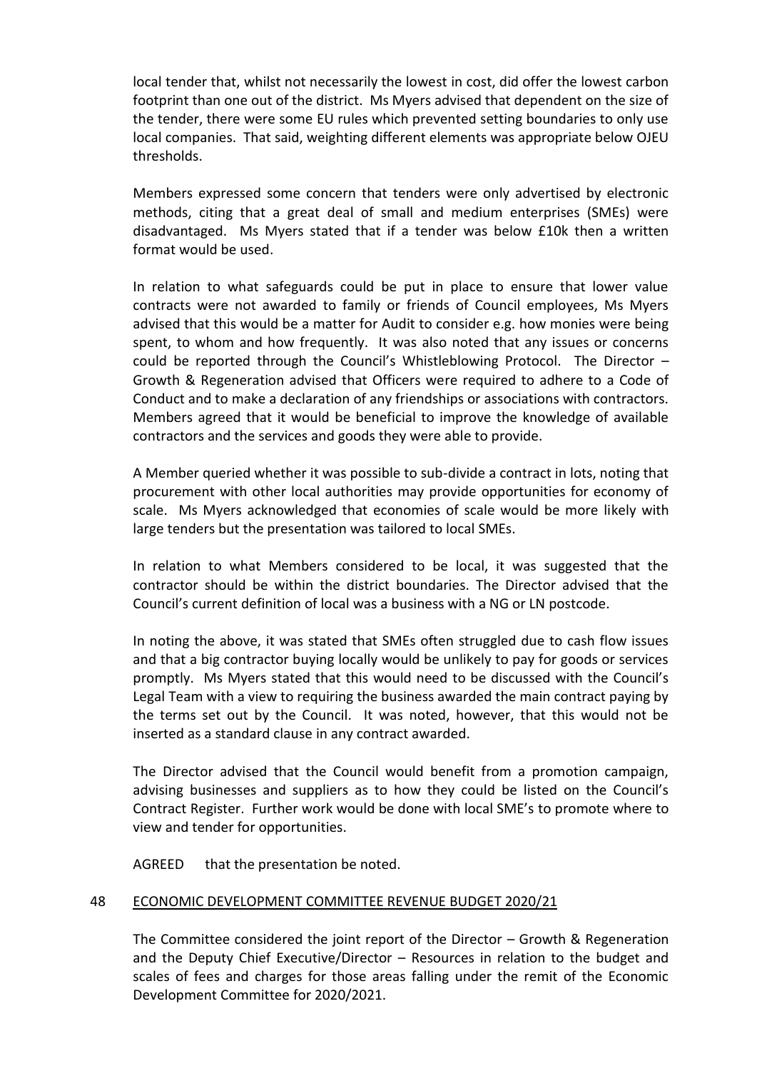local tender that, whilst not necessarily the lowest in cost, did offer the lowest carbon footprint than one out of the district. Ms Myers advised that dependent on the size of the tender, there were some EU rules which prevented setting boundaries to only use local companies. That said, weighting different elements was appropriate below OJEU thresholds.

Members expressed some concern that tenders were only advertised by electronic methods, citing that a great deal of small and medium enterprises (SMEs) were disadvantaged. Ms Myers stated that if a tender was below £10k then a written format would be used.

In relation to what safeguards could be put in place to ensure that lower value contracts were not awarded to family or friends of Council employees, Ms Myers advised that this would be a matter for Audit to consider e.g. how monies were being spent, to whom and how frequently. It was also noted that any issues or concerns could be reported through the Council's Whistleblowing Protocol. The Director – Growth & Regeneration advised that Officers were required to adhere to a Code of Conduct and to make a declaration of any friendships or associations with contractors. Members agreed that it would be beneficial to improve the knowledge of available contractors and the services and goods they were able to provide.

A Member queried whether it was possible to sub-divide a contract in lots, noting that procurement with other local authorities may provide opportunities for economy of scale. Ms Myers acknowledged that economies of scale would be more likely with large tenders but the presentation was tailored to local SMEs.

In relation to what Members considered to be local, it was suggested that the contractor should be within the district boundaries. The Director advised that the Council's current definition of local was a business with a NG or LN postcode.

In noting the above, it was stated that SMEs often struggled due to cash flow issues and that a big contractor buying locally would be unlikely to pay for goods or services promptly. Ms Myers stated that this would need to be discussed with the Council's Legal Team with a view to requiring the business awarded the main contract paying by the terms set out by the Council. It was noted, however, that this would not be inserted as a standard clause in any contract awarded.

The Director advised that the Council would benefit from a promotion campaign, advising businesses and suppliers as to how they could be listed on the Council's Contract Register. Further work would be done with local SME's to promote where to view and tender for opportunities.

AGREED that the presentation be noted.

## 48 ECONOMIC DEVELOPMENT COMMITTEE REVENUE BUDGET 2020/21

The Committee considered the joint report of the Director – Growth & Regeneration and the Deputy Chief Executive/Director – Resources in relation to the budget and scales of fees and charges for those areas falling under the remit of the Economic Development Committee for 2020/2021.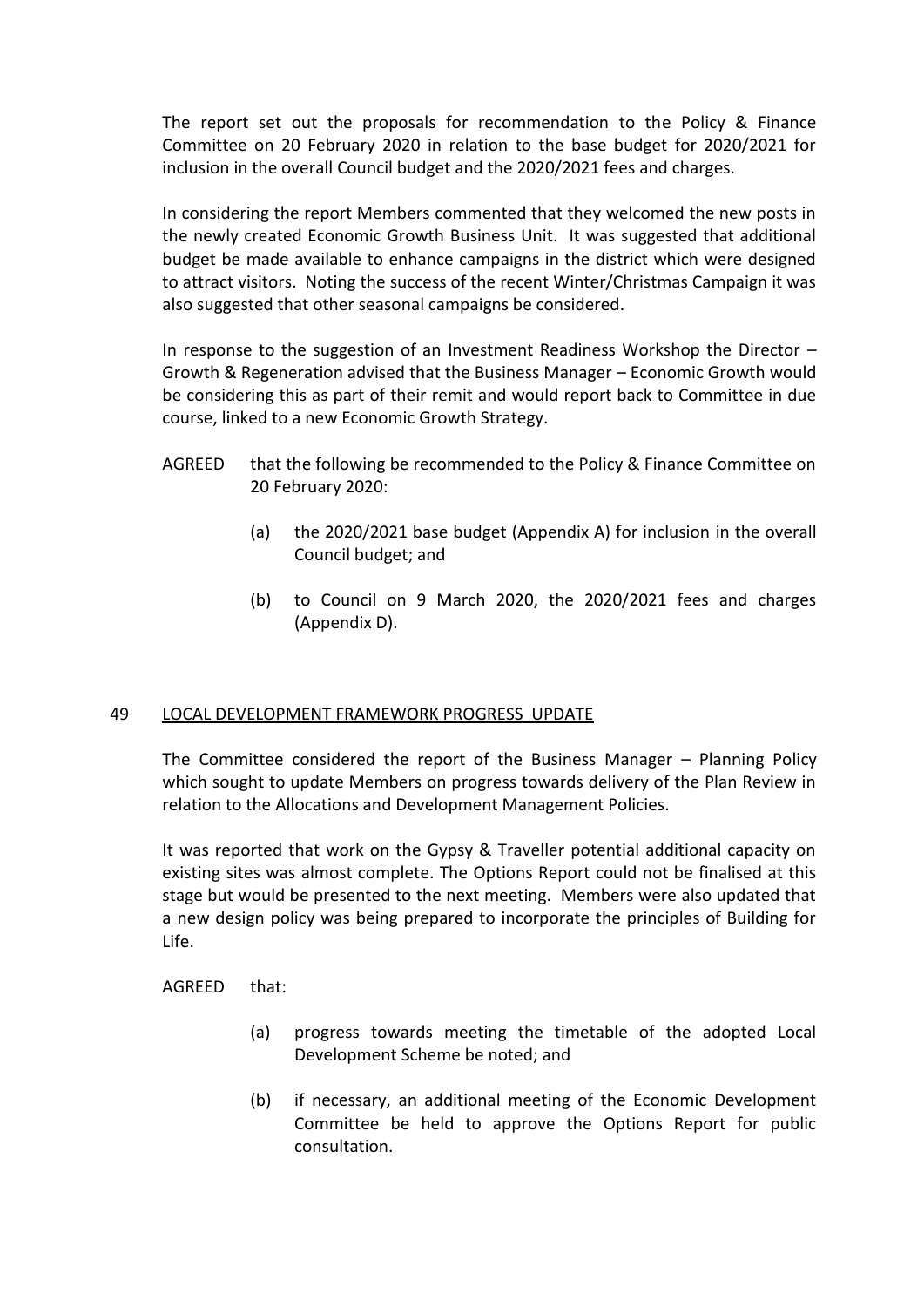The report set out the proposals for recommendation to the Policy & Finance Committee on 20 February 2020 in relation to the base budget for 2020/2021 for inclusion in the overall Council budget and the 2020/2021 fees and charges.

In considering the report Members commented that they welcomed the new posts in the newly created Economic Growth Business Unit. It was suggested that additional budget be made available to enhance campaigns in the district which were designed to attract visitors. Noting the success of the recent Winter/Christmas Campaign it was also suggested that other seasonal campaigns be considered.

In response to the suggestion of an Investment Readiness Workshop the Director – Growth & Regeneration advised that the Business Manager – Economic Growth would be considering this as part of their remit and would report back to Committee in due course, linked to a new Economic Growth Strategy.

AGREED that the following be recommended to the Policy & Finance Committee on 20 February 2020:

(a) the 2020/2021 base budget (Appendix A) for inclusion in the overall Council budget; and

(b) to Council on 9 March 2020, the 2020/2021 fees and charges (Appendix D).

## 49 LOCAL DEVELOPMENT FRAMEWORK PROGRESS UPDATE

The Committee considered the report of the Business Manager – Planning Policy which sought to update Members on progress towards delivery of the Plan Review in relation to the Allocations and Development Management Policies.

It was reported that work on the Gypsy & Traveller potential additional capacity on existing sites was almost complete. The Options Report could not be finalised at this stage but would be presented to the next meeting. Members were also updated that a new design policy was being prepared to incorporate the principles of Building for Life.

AGREED that:

(a) progress towards meeting the timetable of the adopted Local Development Scheme be noted; and

(b) if necessary, an additional meeting of the Economic Development Committee be held to approve the Options Report for public consultation.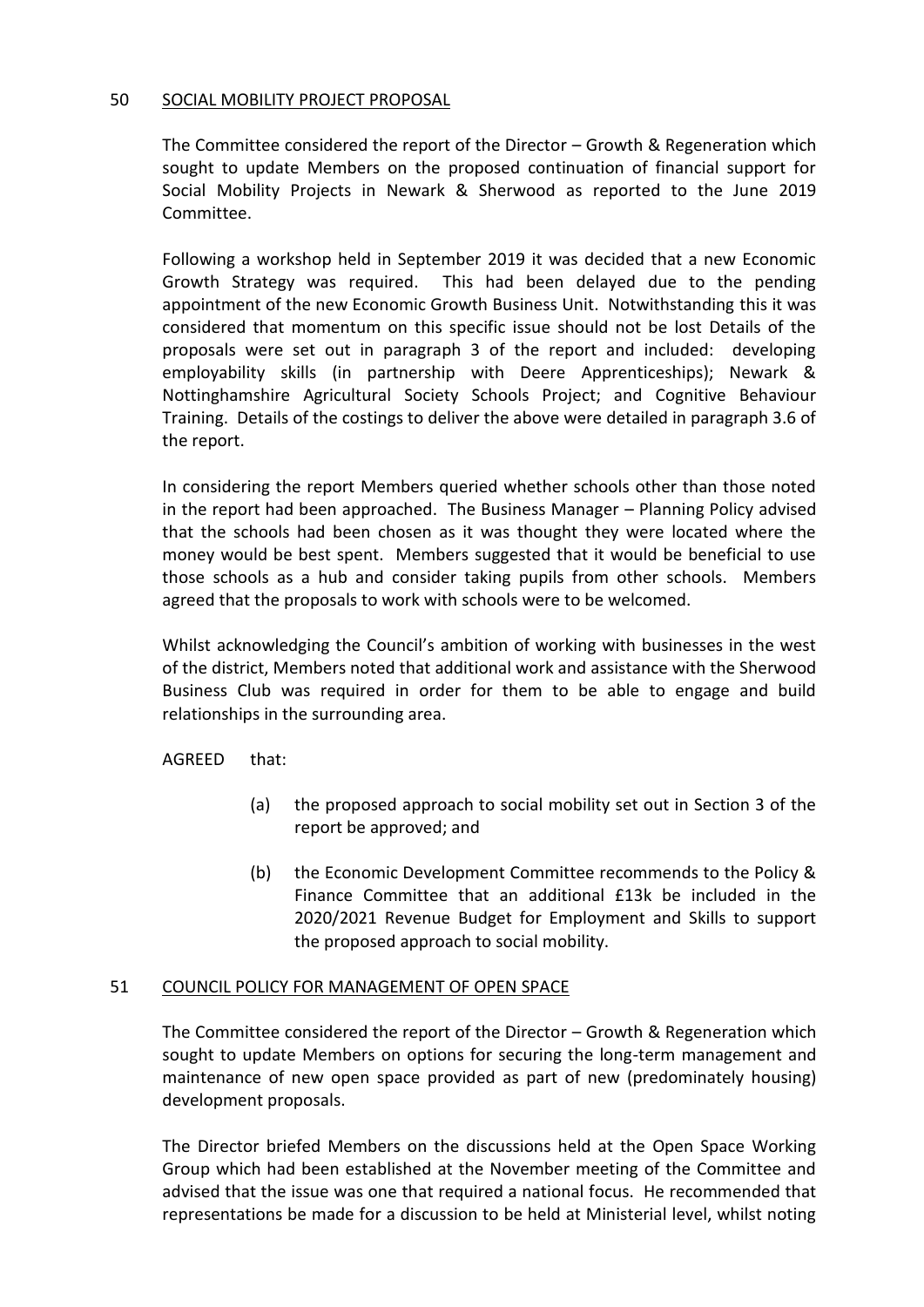## 50 SOCIAL MOBILITY PROJECT PROPOSAL

The Committee considered the report of the Director – Growth & Regeneration which sought to update Members on the proposed continuation of financial support for Social Mobility Projects in Newark & Sherwood as reported to the June 2019 Committee.

Following a workshop held in September 2019 it was decided that a new Economic Growth Strategy was required. This had been delayed due to the pending appointment of the new Economic Growth Business Unit. Notwithstanding this it was considered that momentum on this specific issue should not be lost Details of the proposals were set out in paragraph 3 of the report and included: developing employability skills (in partnership with Deere Apprenticeships); Newark & Nottinghamshire Agricultural Society Schools Project; and Cognitive Behaviour Training. Details of the costings to deliver the above were detailed in paragraph 3.6 of the report.

In considering the report Members queried whether schools other than those noted in the report had been approached. The Business Manager – Planning Policy advised that the schools had been chosen as it was thought they were located where the money would be best spent. Members suggested that it would be beneficial to use those schools as a hub and consider taking pupils from other schools. Members agreed that the proposals to work with schools were to be welcomed.

Whilst acknowledging the Council's ambition of working with businesses in the west of the district, Members noted that additional work and assistance with the Sherwood Business Club was required in order for them to be able to engage and build relationships in the surrounding area.

AGREED that:

(a) the proposed approach to social mobility set out in Section 3 of the report be approved; and

(b) the Economic Development Committee recommends to the Policy & Finance Committee that an additional £13k be included in the 2020/2021 Revenue Budget for Employment and Skills to support the proposed approach to social mobility.

## 51 COUNCIL POLICY FOR MANAGEMENT OF OPEN SPACE

The Committee considered the report of the Director – Growth & Regeneration which sought to update Members on options for securing the long-term management and maintenance of new open space provided as part of new (predominately housing) development proposals.

The Director briefed Members on the discussions held at the Open Space Working Group which had been established at the November meeting of the Committee and advised that the issue was one that required a national focus. He recommended that representations be made for a discussion to be held at Ministerial level, whilst noting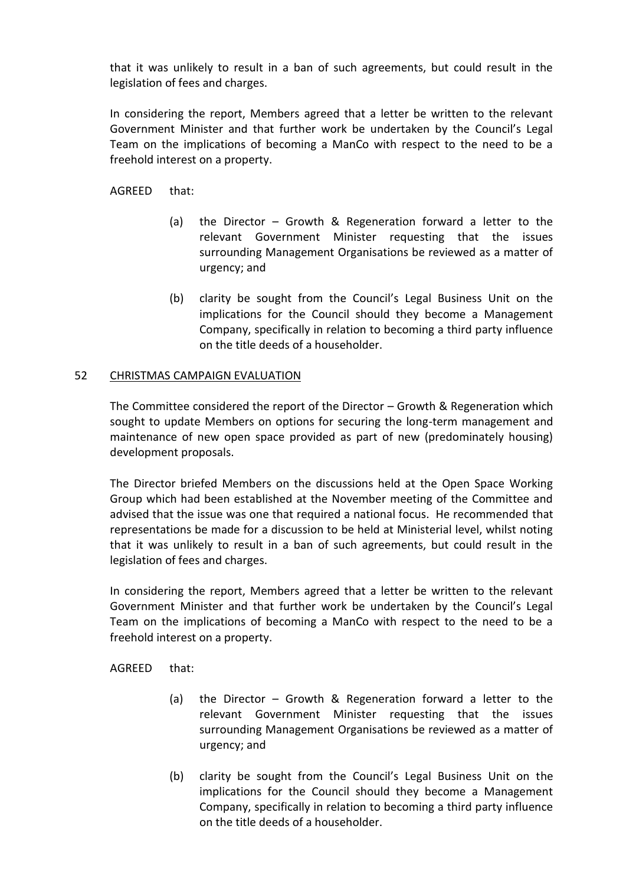that it was unlikely to result in a ban of such agreements, but could result in the legislation of fees and charges.

In considering the report, Members agreed that a letter be written to the relevant Government Minister and that further work be undertaken by the Council's Legal Team on the implications of becoming a ManCo with respect to the need to be a freehold interest on a property.

AGREED that:

(a) the Director – Growth & Regeneration forward a letter to the relevant Government Minister requesting that the issues surrounding Management Organisations be reviewed as a matter of urgency; and

(b) clarity be sought from the Council's Legal Business Unit on the implications for the Council should they become a Management Company, specifically in relation to becoming a third party influence on the title deeds of a householder.

## 52 CHRISTMAS CAMPAIGN EVALUATION

The Committee considered the report of the Director – Growth & Regeneration which sought to update Members on options for securing the long-term management and maintenance of new open space provided as part of new (predominately housing) development proposals.

The Director briefed Members on the discussions held at the Open Space Working Group which had been established at the November meeting of the Committee and advised that the issue was one that required a national focus. He recommended that representations be made for a discussion to be held at Ministerial level, whilst noting that it was unlikely to result in a ban of such agreements, but could result in the legislation of fees and charges.

In considering the report, Members agreed that a letter be written to the relevant Government Minister and that further work be undertaken by the Council's Legal Team on the implications of becoming a ManCo with respect to the need to be a freehold interest on a property.

AGREED that:

(a) the Director – Growth & Regeneration forward a letter to the relevant Government Minister requesting that the issues surrounding Management Organisations be reviewed as a matter of urgency; and

(b) clarity be sought from the Council's Legal Business Unit on the implications for the Council should they become a Management Company, specifically in relation to becoming a third party influence on the title deeds of a householder.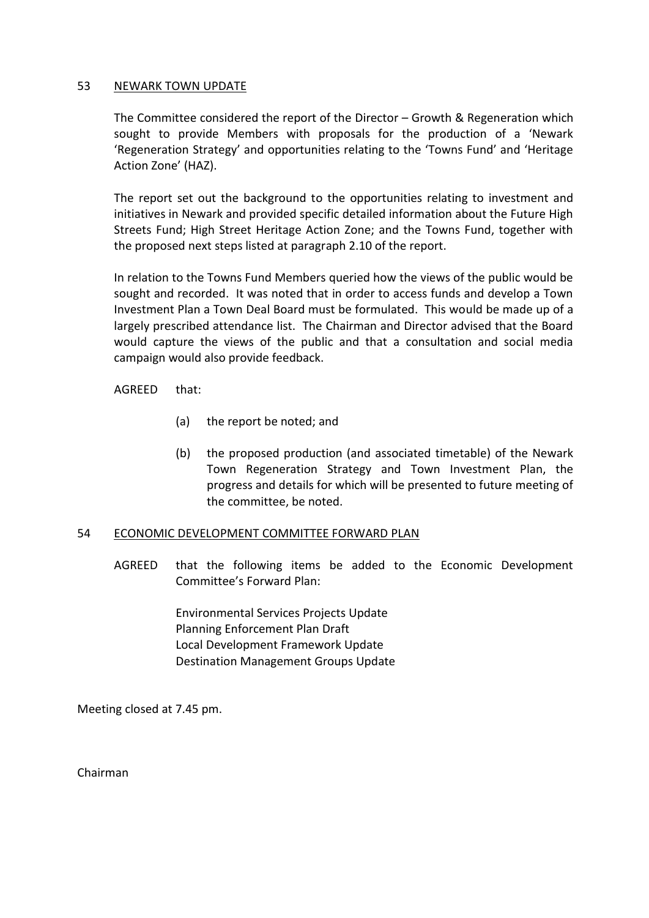## 53 NEWARK TOWN UPDATE

The Committee considered the report of the Director – Growth & Regeneration which sought to provide Members with proposals for the production of a 'Newark 'Regeneration Strategy' and opportunities relating to the 'Towns Fund' and 'Heritage Action Zone' (HAZ).

The report set out the background to the opportunities relating to investment and initiatives in Newark and provided specific detailed information about the Future High Streets Fund; High Street Heritage Action Zone; and the Towns Fund, together with the proposed next steps listed at paragraph 2.10 of the report.

In relation to the Towns Fund Members queried how the views of the public would be sought and recorded. It was noted that in order to access funds and develop a Town Investment Plan a Town Deal Board must be formulated. This would be made up of a largely prescribed attendance list. The Chairman and Director advised that the Board would capture the views of the public and that a consultation and social media campaign would also provide feedback.

AGREED that:

(a) the report be noted; and

(b) the proposed production (and associated timetable) of the Newark Town Regeneration Strategy and Town Investment Plan, the progress and details for which will be presented to future meeting of the committee, be noted.

## 54 ECONOMIC DEVELOPMENT COMMITTEE FORWARD PLAN

AGREED that the following items be added to the Economic Development Committee's Forward Plan:

Environmental Services Projects Update
Planning Enforcement Plan Draft
Local Development Framework Update
Destination Management Groups Update

Meeting closed at 7.45 pm.

Chairman